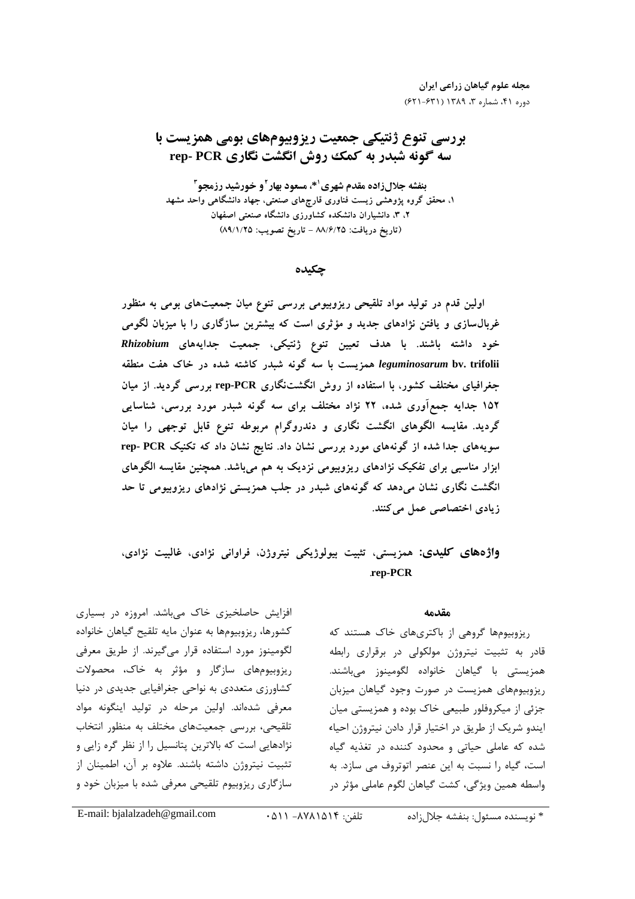# بررسی تنوع ژنتیکی جمعیت ریزوبیوم‌های بومی همزیست با سه گونه شبدر به کمک روش انگشت نگاری rep- PCR

**بنفشه جلال‌زاده مقدم شهری[1]*، مسعود بهار[2] و خورشید رزمجو[3]**

۱، محقق گروه پژوهشی زیست فناوری قارچ‌های صنعتی، جهاد دانشگاهی واحد مشهد
۲، ۳، دانشیاران دانشکده کشاورزی دانشگاه صنعتی اصفهان
(تاریخ دریافت: ۸۸/۶/۲۵ - تاریخ تصویب: ۸۹/۱/۲۵)

## چکیده

**اولین قدم در تولید مواد تلقیحی ریزوبیومی بررسی تنوع میان جمعیت‌های بومی به منظور غربال‌سازی و یافتن نژادهای جدید و مؤثری است که بیشترین سازگاری را با میزبان لگومی خود داشته باشند. با هدف تعیین تنوع ژنتیکی، جمعیت جدایه‌های *Rhizobium leguminosarum* bv. trifolii همزیست با سه گونه شبدر کاشته شده در خاک هفت منطقه جغرافیای مختلف کشور، با استفاده از روش انگشت‌نگاری rep-PCR بررسی گردید. از میان ۱۵۲ جدایه جمع‌آوری شده، ۲۲ نژاد مختلف برای سه گونه شبدر مورد بررسی، شناسایی گردید. مقایسه الگوهای انگشت نگاری و دندروگرام مربوطه تنوع قابل توجهی را میان سویه‌های جدا شده از گونه‌های مورد بررسی نشان داد. نتایج نشان داد که تکنیک rep- PCR ابزار مناسبی برای تفکیک نژادهای ریزوبیومی نزدیک به هم می‌باشد. همچنین مقایسه الگوهای انگشت نگاری نشان می‌دهد که گونه‌های شبدر در جلب همزیستی نژادهای ریزوبیومی تا حد زیادی اختصاصی عمل می‌کنند.**

**واژه‌های کلیدی:** همزیستی، تثبیت بیولوژیکی نیتروژن، فراوانی نژادی، غالبیت نژادی، rep-PCR.

## مقدمه

ریزوبیوم‌ها گروهی از باکتری‌های خاک هستند که قادر به تثبیت نیتروژن مولکولی در برقراری رابطه همزیستی با گیاهان خانواده لگومینوز می‌باشند. ریزوبیوم‌های همزیست در صورت وجود گیاهان میزبان جزئی از میکروفلور طبیعی خاک بوده و همزیستی میان ایندو شریک از طریق در اختیار قرار دادن نیتروژن احیاء شده که عاملی حیاتی و محدود کننده در تغذیه گیاه است، گیاه را نسبت به این عنصر اتوتروف می سازد. به واسطه همین ویژگی، کشت گیاهان لگوم عاملی مؤثر در افزایش حاصلخیزی خاک می‌باشد. امروزه در بسیاری کشورها، ریزوبیوم‌ها به عنوان مایه تلقیح گیاهان خانواده لگومینوز مورد استفاده قرار می‌گیرند. از طریق معرفی ریزوبیوم‌های سازگار و مؤثر به خاک، محصولات کشاورزی متعددی به نواحی جغرافیایی جدیدی در دنیا معرفی شده‌اند. اولین مرحله در تولید اینگونه مواد تلقیحی، بررسی جمعیت‌های مختلف به منظور انتخاب نژادهایی است که بالاترین پتانسیل را از نظر گره زایی و تثبیت نیتروژن داشته باشند. علاوه بر آن، اطمینان از سازگاری ریزوبیوم تلقیحی معرفی شده با میزبان خود و

* نویسنده مسئول: بنفشه جلال‌زاده    تلفن: ۰۵۱۱ -۸۷۸۱۵۱۴    E-mail: bjalalzadeh@gmail.com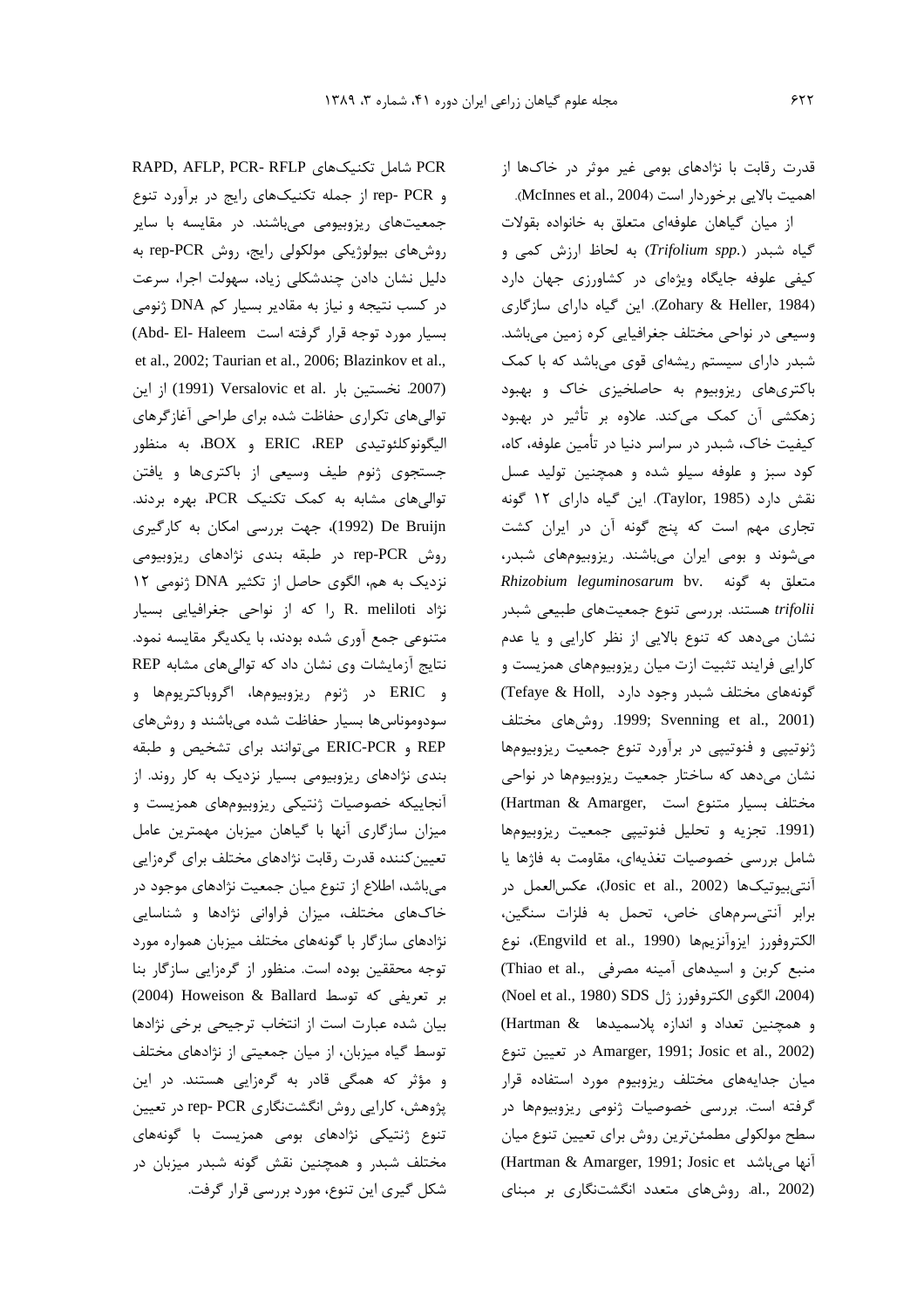قدرت رقابت با نژادهای بومی غیر موثر در خاک‌ها از اهمیت بالایی برخوردار است (McInnes et al., 2004).

از میان گیاهان علوفه‌ای متعلق به خانواده بقولات گیاه شبدر (*Trifolium spp.*) به لحاظ ارزش کمی و کیفی علوفه جایگاه ویژه‌ای در کشاورزی جهان دارد (Zohary & Heller, 1984). این گیاه دارای سازگاری وسیعی در نواحی مختلف جغرافیایی کره زمین می‌باشد. شبدر دارای سیستم ریشه‌ای قوی می‌باشد که با کمک باکتری‌های ریزوبیوم به حاصلخیزی خاک و بهبود زهکشی آن کمک می‌کند. علاوه بر تأثیر در بهبود کیفیت خاک، شبدر در سراسر دنیا در تأمین علوفه، کاه، کود سبز و علوفه سیلو شده و همچنین تولید عسل نقش دارد (Taylor, 1985). این گیاه دارای ۱۲ گونه تجاری مهم است که پنج گونه آن در ایران کشت می‌شوند و بومی ایران می‌باشند. ریزوبیوم‌های شبدر، متعلق به گونه *Rhizobium leguminosarum* bv. *trifolii* هستند. بررسی تنوع جمعیت‌های طبیعی شبدر نشان می‌دهد که تنوع بالایی از نظر کارایی و یا عدم کارایی فرایند تثبیت ازت میان ریزوبیوم‌های همزیست و گونه‌های مختلف شبدر وجود دارد (Tefaye & Holl, 1999; Svenning et al., 2001). روش‌های مختلف ژنوتیپی و فنوتیپی در برآورد تنوع جمعیت ریزوبیوم‌ها نشان می‌دهد که ساختار جمعیت ریزوبیوم‌ها در نواحی مختلف بسیار متنوع است (Hartman & Amarger, 1991). تجزیه و تحلیل فنوتیپی جمعیت ریزوبیوم‌ها شامل بررسی خصوصیات تغذیه‌ای، مقاومت به فاژها یا آنتی‌بیوتیک‌ها (Josic et al., 2002)، عکس‌العمل در برابر آنتی‌سرم‌های خاص، تحمل به فلزات سنگین، الکتروفورز ایزوآنزیم‌ها (Engvild et al., 1990)، نوع منبع کربن و اسیدهای آمینه مصرفی (Thiao et al., 2004)، الگوی الکتروفورز ژل SDS (Noel et al., 1980) و همچنین تعداد و اندازه پلاسمیدها (Hartman & Amarger, 1991; Josic et al., 2002) در تعیین تنوع میان جدایه‌های مختلف ریزوبیوم مورد استفاده قرار گرفته است. بررسی خصوصیات ژنومی ریزوبیوم‌ها در سطح مولکولی مطمئن‌ترین روش برای تعیین تنوع میان آنها می‌باشد (Hartman & Amarger, 1991; Josic et al., 2002). روش‌های متعدد انگشت‌نگاری بر مبنای PCR شامل تکنیک‌های RAPD, AFLP, PCR- RFLP و rep- PCR از جمله تکنیک‌های رایج در برآورد تنوع جمعیت‌های ریزوبیومی می‌باشند. در مقایسه با سایر روش‌های بیولوژیکی مولکولی رایج، روش rep-PCR به دلیل نشان دادن چندشکلی زیاد، سهولت اجرا، سرعت در کسب نتیجه و نیاز به مقادیر بسیار کم DNA ژنومی بسیار مورد توجه قرار گرفته است (Abd- El- Haleem et al., 2002; Taurian et al., 2006; Blazinkov et al., 2007). نخستین بار .Versalovic et al (1991) از این توالی‌های تکراری حفاظت شده برای طراحی آغازگرهای الیگونوکلئوتیدی ERIC ،REP و BOX، به منظور جستجوی ژنوم طیف وسیعی از باکتری‌ها و یافتن توالی‌های مشابه به کمک تکنیک PCR، بهره بردند. De Bruijn (1992)، جهت بررسی امکان به کارگیری روش rep-PCR در طبقه بندی نژادهای ریزوبیومی نزدیک به هم، الگوی حاصل از تکثیر DNA ژنومی ۱۲ نژاد R. meliloti را که از نواحی جغرافیایی بسیار متنوعی جمع آوری شده بودند، با یکدیگر مقایسه نمود. نتایج آزمایشات وی نشان داد که توالی‌های مشابه REP و ERIC در ژنوم ریزوبیوم‌ها، اگروباکتریوم‌ها و سودوموناس‌ها بسیار حفاظت شده می‌باشند و روش‌های REP و ERIC-PCR می‌توانند برای تشخیص و طبقه بندی نژادهای ریزوبیومی بسیار نزدیک به کار روند. از آنجاییکه خصوصیات ژنتیکی ریزوبیوم‌های همزیست و میزان سازگاری آنها با گیاهان میزبان مهمترین عامل تعیین‌کننده قدرت رقابت نژادهای مختلف برای گره‌زایی می‌باشد، اطلاع از تنوع میان جمعیت نژادهای موجود در خاک‌های مختلف، میزان فراوانی نژادها و شناسایی نژادهای سازگار با گونه‌های مختلف میزبان همواره مورد توجه محققین بوده است. منظور از گره‌زایی سازگار بنا بر تعریفی که توسط Howeison & Ballard (2004) بیان شده عبارت است از انتخاب ترجیحی برخی نژادها توسط گیاه میزبان، از میان جمعیتی از نژادهای مختلف و مؤثر که همگی قادر به گره‌زایی هستند. در این پژوهش، کارایی روش انگشت‌نگاری rep- PCR در تعیین تنوع ژنتیکی نژادهای بومی همزیست با گونه‌های مختلف شبدر و همچنین نقش گونه شبدر میزبان در شکل گیری این تنوع، مورد بررسی قرار گرفت.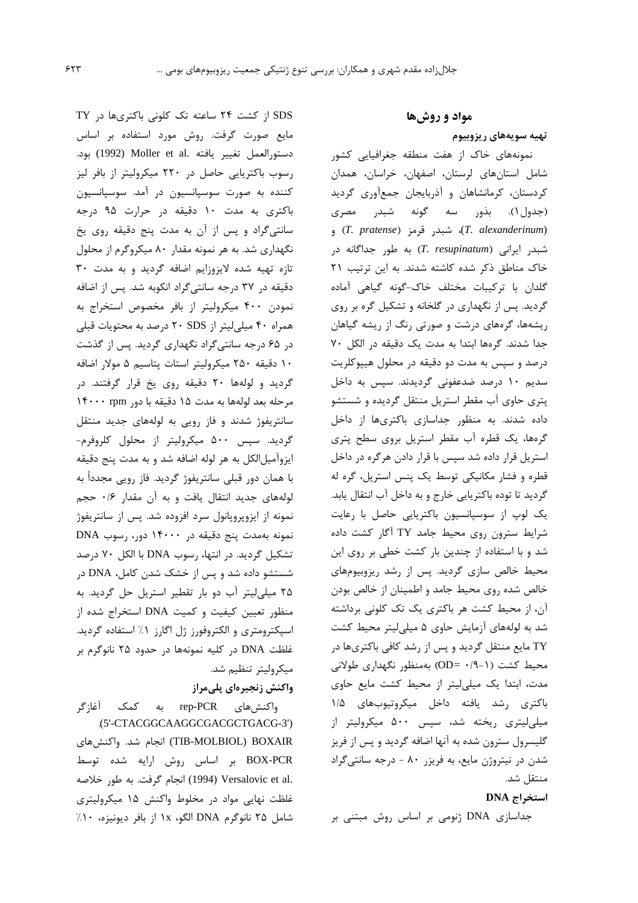## مواد و روش‌ها

### تهیه سویه‌های ریزوبیوم

نمونه‌های خاک از هفت منطقه جغرافیایی کشور شامل استان‌های لرستان، اصفهان، خراسان، همدان کردستان، کرمانشاهان و آذربایجان جمع‌آوری گردید (جدول۱). بذور سه گونه شبدر شبدر مصری (*T. alexanderinum*)، شبدر قرمز (*T. pratense*) و شبدر ایرانی (*T. resupinatum*) به طور جداگانه در خاک مناطق ذکر شده کاشته شدند. به این ترتیب ۲۱ گلدان با ترکیبات مختلف خاک-گونه گیاهی آماده گردید. پس از نگهداری در گلخانه و تشکیل گره بر روی ریشه‌ها، گره‌های درشت و صورتی رنگ از ریشه گیاهان جدا شدند. گره‌ها ابتدا به مدت یک دقیقه در الکل ۷۰ درصد و سپس به مدت دو دقیقه در محلول هیپوکلریت سدیم ۱۰ درصد ضدعفونی گردیدند. سپس به داخل پتری حاوی آب مقطر استریل منتقل گردیده و شستشو داده شدند. به منظور جداسازی باکتری‌ها از داخل گره‌ها، یک قطره آب مقطر استریل بروی سطح پتری استریل قرار داده شد سپس با قرار دادن هرگره در داخل قطره و فشار مکانیکی توسط یک پنس استریل، گره له گردید تا توده باکتریایی خارج و به داخل آب انتقال یابد. یک لوپ از سوسپانسیون باکتریایی حاصل با رعایت شرایط سترون روی محیط جامد TY آگار کشت داده شد و با استفاده از چندین بار کشت خطی بر روی این محیط خالص سازی گردید. پس از رشد ریزوبیوم‌های خالص شده روی محیط جامد و اطمینان از خالص بودن آن، از محیط کشت هر باکتری یک تک کلونی برداشته شد به لوله‌های آزمایش حاوی ۵ میلی‌لیتر محیط کشت TY مایع منتقل گردید و پس از رشد کافی باکتری‌ها در محیط کشت (OD= ۰/۹-۱) به‌منظور نگهداری طولانی مدت، ابتدا یک میلی‌لیتر از محیط کشت مایع حاوی باکتری رشد یافته داخل میکروتیوب‌های ۱/۵ میلی‌لیتری ریخته شد، سپس ۵۰۰ میکرولیتر از گلیسرول سترون شده به آنها اضافه گردید و پس از فریز شدن در نیتروژن مایع، به فریزر ۸۰ - درجه سانتی‌گراد منتقل شد.

### استخراج DNA

جداسازی DNA ژنومی بر اساس روش مبتنی بر SDS از کشت ۲۴ ساعته تک کلونی باکتری‌ها در TY مایع صورت گرفت. روش مورد استفاده بر اساس دستورالعمل تغییر یافته .Moller et al (1992) بود. رسوب باکتریایی حاصل در ۲۲۰ میکرولیتر از بافر لیز کننده به صورت سوسپانسیون در آمد. سوسپانسیون باکتری به مدت ۱۰ دقیقه در حرارت ۹۵ درجه سانتی‌گراد و پس از آن به مدت پنج دقیقه روی یخ نگهداری شد. به هر نمونه مقدار ۸۰ میکروگرم از محلول تازه تهیه شده لایزوزایم اضافه گردید و به مدت ۳۰ دقیقه در ۳۷ درجه سانتی‌گراد انکوبه شد. پس از اضافه نمودن ۴۰۰ میکرولیتر از بافر مخصوص استخراج به همراه ۴۰ میلی‌لیتر از SDS ۲۰ درصد به محتویات قبلی در ۶۵ درجه سانتی‌گراد نگهداری گردید. پس از گذشت ۱۰ دقیقه ۲۵۰ میکرولیتر استات پتاسیم ۵ مولار اضافه گردید و لوله‌ها ۲۰ دقیقه روی یخ قرار گرفتند. در مرحله بعد لوله‌ها به مدت ۱۵ دقیقه با دور rpm ۱۴۰۰۰ سانتریفوژ شدند و فاز رویی به لوله‌های جدید منتقل گردید. سپس ۵۰۰ میکرولیتر از محلول کلروفرم-ایزوآمیل‌الکل به هر لوله اضافه شد و به مدت پنج دقیقه با همان دور قبلی سانتریفوژ گردید. فاز رویی مجدداً به لوله‌های جدید انتقال یافت و به آن مقدار ۰/۶ حجم نمونه از ایزوپروپانول سرد افزوده شد. پس از سانتریفوژ نمونه به‌مدت پنج دقیقه در ۱۴۰۰۰ دور، رسوب DNA تشکیل گردید. در انتها، رسوب DNA با الکل ۷۰ درصد شستشو داده شد و پس از خشک شدن کامل، DNA در ۲۵ میلی‌لیتر آب دو بار تقطیر استریل حل گردید. به منظور تعیین کیفیت و کمیت DNA استخراج شده از اسپکترومتری و الکتروفورز ژل اگارز ۱٪ استفاده گردید. غلظت DNA در کلیه نمونه‌ها در حدود ۲۵ نانوگرم بر میکرولیتر تنظیم شد.

### واکنش زنجیره‌ای پلی‌مراز

واکنش‌های rep-PCR به کمک آغازگر (5'-CTACGGCAAGGCGACGCTGACG-3') BOXAIR (TIB-MOLBIOL) انجام شد. واکنش‌های BOX-PCR بر اساس روش ارایه شده توسط .Versalovic et al (1994) انجام گرفت. به طور خلاصه غلظت نهایی مواد در مخلوط واکنش ۱۵ میکرولیتری شامل ۲۵ نانوگرم DNA الگو، ۱x از بافر دیونیزه، ۱۰٪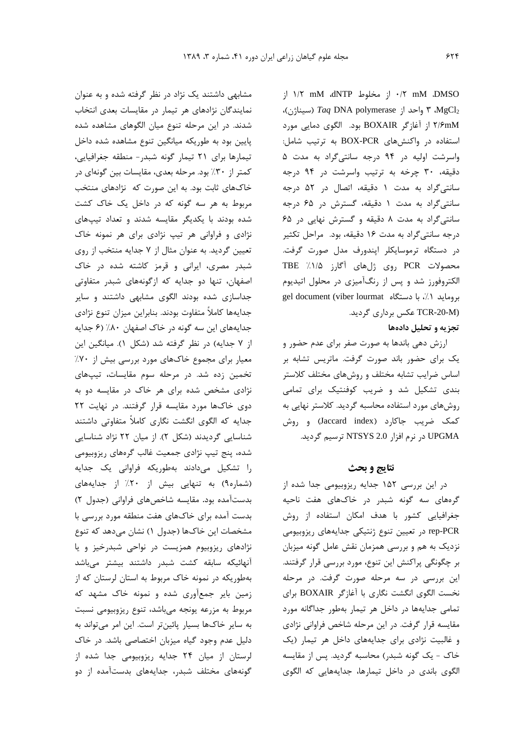DMSO، ۰/۲ mM از مخلوط dNTP، ۱/۲ mM از $MgCl_2$، ۳ واحد از *Taq* DNA polymerase (سیناژن)، ۲/۶mM از آغازگر BOXAIR بود. الگوی دمایی مورد استفاده در واکنش‌های BOX-PCR به ترتیب شامل: واسرشت اولیه در ۹۴ درجه سانتی‌گراد به مدت ۵ دقیقه، ۳۰ چرخه به ترتیب واسرشت در ۹۴ درجه سانتی‌گراد به مدت ۱ دقیقه، اتصال در ۵۲ درجه سانتی‌گراد به مدت ۱ دقیقه، گسترش در ۶۵ درجه سانتی‌گراد به مدت ۸ دقیقه و گسترش نهایی در ۶۵ درجه سانتی‌گراد به مدت ۱۶ دقیقه، بود. مراحل تکثیر در دستگاه ترموسایکلر اپندورف مدل صورت گرفت. محصولات PCR روی ژل‌های آگارز ۱/۵٪ TBE الکتروفورز شد و پس از رنگ‌آمیزی در محلول اتیدیوم بروماید ۱٪، با دستگاه gel document (viber lourmat TCR-20-M) عکس برداری گردید.

### تجزیه و تحلیل داده‌ها

ارزش دهی باندها به صورت صفر برای عدم حضور و یک برای حضور باند صورت گرفت. ماتریس تشابه بر اساس ضرایب تشابه مختلف و روش‌های مختلف کلاستر بندی تشکیل شد و ضریب کوفنتیک برای تمامی روش‌های مورد استفاده محاسبه گردید. کلاستر نهایی به کمک ضریب جاکارد (Jaccard index) و روش UPGMA در نرم افزار NTSYS 2.0 ترسیم گردید.

## نتایج و بحث

در این بررسی ۱۵۲ جدایه ریزوبیومی جدا شده از گره‌های سه گونه شبدر در خاک‌های هفت ناحیه جغرافیایی کشور با هدف امکان استفاده از روش rep-PCR در تعیین تنوع ژنتیکی جدایه‌های ریزوبیومی نزدیک به هم و بررسی همزمان نقش عامل گونه میزبان بر چگونگی پراکنش این تنوع، مورد بررسی قرار گرفتند. این بررسی در سه مرحله صورت گرفت. در مرحله نخست الگوی انگشت نگاری با آغازگر BOXAIR برای تمامی جدایه‌ها در داخل هر تیمار به‌طور جداگانه مورد مقایسه قرار گرفت. در این مرحله شاخص فراوانی نژادی و غالبیت نژادی برای جدایه‌های داخل هر تیمار (یک خاک - یک گونه شبدر) محاسبه گردید. پس از مقایسه الگوی باندی در داخل تیمارها، جدایه‌هایی که الگوی مشابهی داشتند یک نژاد در نظر گرفته شده و به عنوان نمایندگان نژادهای هر تیمار در مقایسات بعدی انتخاب شدند. در این مرحله تنوع میان الگوهای مشاهده شده پایین بود به طوریکه میانگین تنوع مشاهده شده داخل تیمارها برای ۲۱ تیمار گونه شبدر- منطقه جغرافیایی، کمتر از ۳۰٪ بود. مرحله بعدی، مقایسات بین گونه‌ای در خاک‌های ثابت بود. به این صورت که نژادهای منتخب مربوط به هر سه گونه که در داخل یک خاک کشت شده بودند با یکدیگر مقایسه شدند و تعداد تیپ‌های نژادی و فراوانی هر تیپ نژادی برای هر نمونه خاک تعیین گردید. به عنوان مثال از ۷ جدایه منتخب از روی شبدر مصری، ایرانی و قرمز کاشته شده در خاک اصفهان، تنها دو جدایه که ازگونه‌های شبدر متفاوتی جداسازی شده بودند الگوی مشابهی داشتند و سایر جدایه‌ها کاملاً متفاوت بودند. بنابراین میزان تنوع نژادی جدایه‌های این سه گونه در خاک اصفهان ۸۰٪ (۶ جدایه از ۷ جدایه) در نظر گرفته شد (شکل ۱). میانگین این معیار برای مجموع خاک‌های مورد بررسی بیش از ۷۰٪ تخمین زده شد. در مرحله سوم مقایسات، تیپ‌های نژادی مشخص شده برای هر خاک در مقایسه دو به دوی خاک‌ها مورد مقایسه قرار گرفتند. در نهایت ۲۲ جدایه که الگوی انگشت نگاری کاملاً متفاوتی داشتند شناسایی گردیدند (شکل ۲). از میان ۲۲ نژاد شناسایی شده، پنج تیپ نژادی جمعیت غالب گره‌های ریزوبیومی را تشکیل می‌دادند به‌طوریکه فراوانی یک جدایه (شماره۹) به تنهایی بیش از ۲۰٪ از جدایه‌های بدست‌آمده بود. مقایسه شاخص‌های فراوانی (جدول ۲) بدست آمده برای خاک‌های هفت منطقه مورد بررسی با مشخصات این خاک‌ها (جدول ۱) نشان می‌دهد که تنوع نژادهای ریزوبیوم همزیست در نواحی شبدرخیز و یا آنهائیکه سابقه کشت شبدر داشتند بیشتر می‌باشد به‌طوریکه در نمونه خاک مربوط به استان لرستان که از زمین بایر جمع‌آوری شده و نمونه خاک مشهد که مربوط به مزرعه یونجه می‌باشد، تنوع ریزوبیومی نسبت به سایر خاک‌ها بسیار پائین‌تر است. این امر می‌تواند به دلیل عدم وجود گیاه میزبان اختصاصی باشد. در خاک لرستان از میان ۲۴ جدایه ریزوبیومی جدا شده از گونه‌های مختلف شبدر، جدایه‌های بدست‌آمده از دو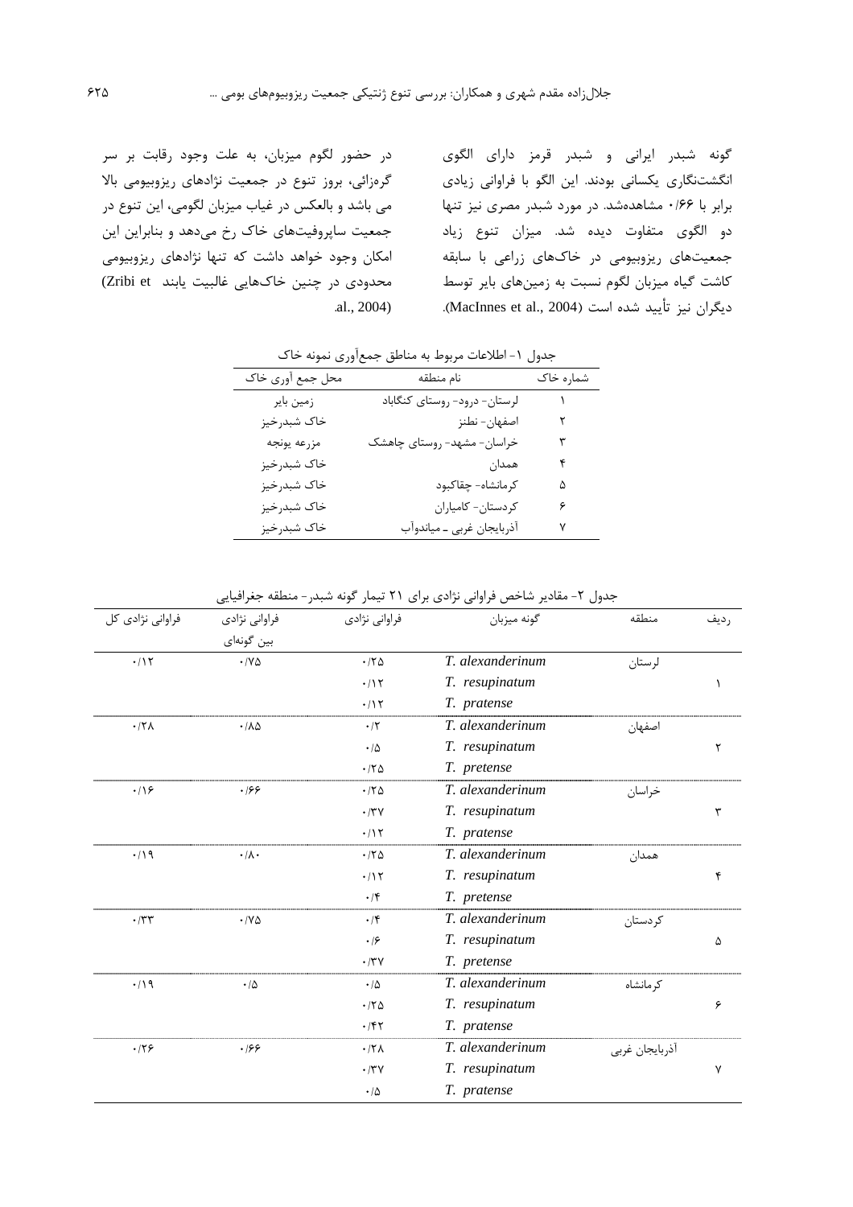گونه شبدر ایرانی و شبدر قرمز دارای الگوی انگشت‌نگاری یکسانی بودند. این الگو با فراوانی زیادی برابر با ۰/۶۶ مشاهده‌شد. در مورد شبدر مصری نیز تنها دو الگوی متفاوت دیده شد. میزان تنوع زیاد جمعیت‌های ریزوبیومی در خاک‌های زراعی با سابقه کاشت گیاه میزبان لگوم نسبت به زمین‌های بایر توسط دیگران نیز تأیید شده است (MacInnes et al., 2004). در حضور لگوم میزبان، به علت وجود رقابت بر سر گره‌زائی، بروز تنوع در جمعیت نژادهای ریزوبیومی بالا می باشد و بالعکس در غیاب میزبان لگومی، این تنوع در جمعیت ساپروفیت‌های خاک رخ می‌دهد و بنابراین این امکان وجود خواهد داشت که تنها نژادهای ریزوبیومی محدودی در چنین خاک‌هایی غالبیت یابند (Zribi et al., 2004).

جدول ۱- اطلاعات مربوط به مناطق جمع‌آوری نمونه خاک

| شماره خاک | نام منطقه | محل جمع آوری خاک |
|---|---|---|
| ۱ | لرستان- درود- روستای کنگاباد | زمین بایر |
| ۲ | اصفهان- نطنز | خاک شبدرخیز |
| ۳ | خراسان- مشهد- روستای چاهشک | مزرعه یونجه |
| ۴ | همدان | خاک شبدرخیز |
| ۵ | کرمانشاه- چقاکبود | خاک شبدرخیز |
| ۶ | کردستان- کامیاران | خاک شبدرخیز |
| ۷ | آذربایجان غربی ـ میاندوآب | خاک شبدرخیز |

جدول ۲- مقادیر شاخص فراوانی نژادی برای ۲۱ تیمار گونه شبدر- منطقه جغرافیایی

| ردیف | منطقه | گونه میزبان | فراوانی نژادی | فراوانی نژادی بین گونه‌ای | فراوانی نژادی کل |
|---|---|---|---|---|---|
| ۱ | لرستان | *T. alexanderinum* | ۰/۲۵ | ۰/۷۵ | ۰/۱۲ |
| | | *T. resupinatum* | ۰/۱۲ | | |
| | | *T. pratense* | ۰/۱۲ | | |
| ۲ | اصفهان | *T. alexanderinum* | ۰/۲ | ۰/۸۵ | ۰/۲۸ |
| | | *T. resupinatum* | ۰/۵ | | |
| | | *T. pretense* | ۰/۲۵ | | |
| ۳ | خراسان | *T. alexanderinum* | ۰/۲۵ | ۰/۶۶ | ۰/۱۶ |
| | | *T. resupinatum* | ۰/۳۷ | | |
| | | *T. pratense* | ۰/۱۲ | | |
| ۴ | همدان | *T. alexanderinum* | ۰/۲۵ | ۰/۸۰ | ۰/۱۹ |
| | | *T. resupinatum* | ۰/۱۲ | | |
| | | *T. pretense* | ۰/۴ | | |
| ۵ | کردستان | *T. alexanderinum* | ۰/۴ | ۰/۷۵ | ۰/۳۳ |
| | | *T. resupinatum* | ۰/۶ | | |
| | | *T. pretense* | ۰/۳۷ | | |
| ۶ | کرمانشاه | *T. alexanderinum* | ۰/۵ | ۰/۵ | ۰/۱۹ |
| | | *T. resupinatum* | ۰/۲۵ | | |
| | | *T. pratense* | ۰/۴۲ | | |
| ۷ | آذربایجان غربی | *T. alexanderinum* | ۰/۲۸ | ۰/۶۶ | ۰/۲۶ |
| | | *T. resupinatum* | ۰/۳۷ | | |
| | | *T. pratense* | ۰/۵ | | |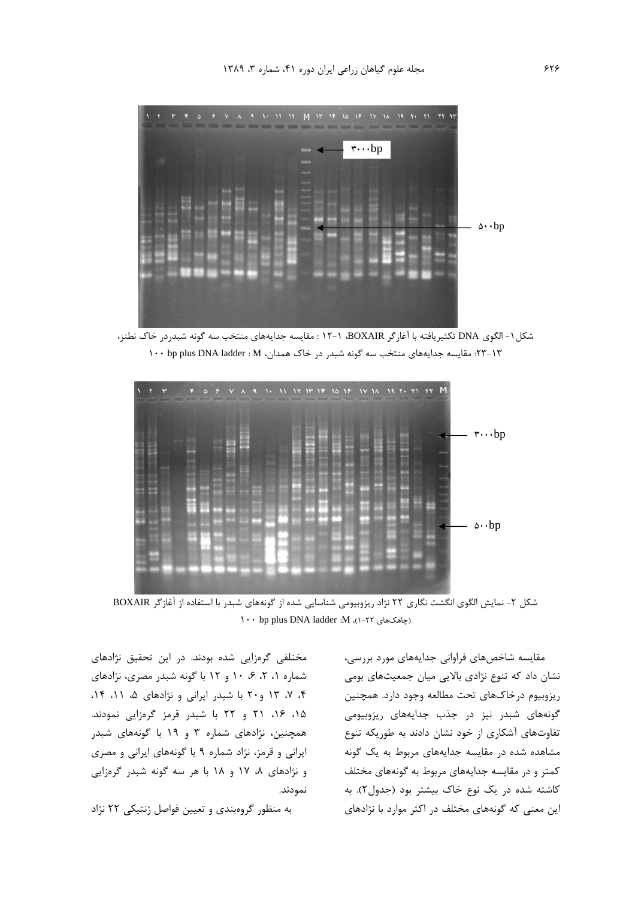شکل ۱- الگوی DNA تکثیریافته با آغازگر BOXAIR، ۱-۱۲ : مقایسه جدایه‌های منتخب سه گونه شبدردر خاک نطنز، ۱۳-۲۳: مقایسه جدایه‌های منتخب سه گونه شبدر در خاک همدان، M : 100 bp plus DNA ladder

شکل ۲- نمایش الگوی انگشت نگاری ۲۲ نژاد ریزوبیومی شناسایی شده از گونه‌های شبدر با استفاده از آغازگر BOXAIR (چاهک‌های ۱-۲۲)، M: 100 bp plus DNA ladder

مقایسه شاخص‌های فراوانی جدایه‌های مورد بررسی، نشان داد که تنوع نژادی بالایی میان جمعیت‌های بومی ریزوبیوم درخاک‌های تحت مطالعه وجود دارد. همچنین گونه‌های شبدر نیز در جذب جدایه‌های ریزوبیومی تفاوت‌های آشکاری از خود نشان دادند به طوریکه تنوع مشاهده شده در مقایسه جدایه‌های مربوط به یک گونه کمتر و در مقایسه جدایه‌های مربوط به گونه‌های مختلف کاشته شده در یک نوع خاک بیشتر بود (جدول۲). به این معنی که گونه‌های مختلف در اکثر موارد با نژادهای مختلفی گره‌زایی شده بودند. در این تحقیق نژادهای شماره ۱، ۲، ۶، ۱۰ و ۱۲ با گونه شبدر مصری، نژادهای ۴، ۷، ۱۳ و۲۰ با شبدر ایرانی و نژادهای ۵، ۱۱، ۱۴، ۱۵، ۱۶، ۲۱ و ۲۲ با شبدر قرمز گره‌زایی نمودند. همچنین، نژادهای شماره ۳ و ۱۹ با گونه‌های شبدر ایرانی و قرمز، نژاد شماره ۹ با گونه‌های ایرانی و مصری و نژادهای ۸، ۱۷ و ۱۸ با هر سه گونه شبدر گره‌زایی نمودند.

به منظور گروه‌بندی و تعیین فواصل ژنتیکی ۲۲ نژاد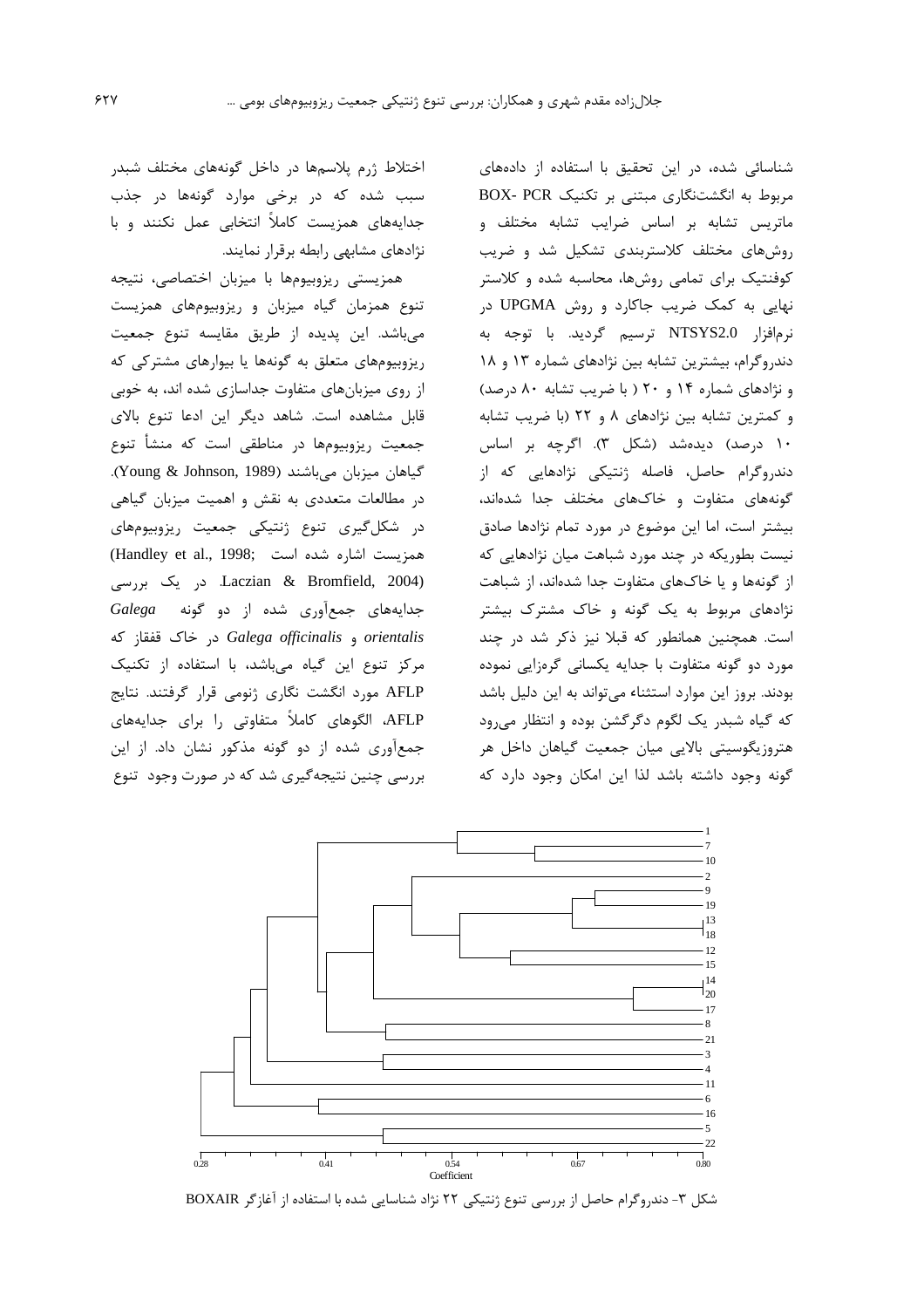شناسائی شده، در این تحقیق با استفاده از داده‌های مربوط به انگشت‌نگاری مبتنی بر تکنیک BOX- PCR ماتریس تشابه بر اساس ضرایب تشابه مختلف و روش‌های مختلف کلاستربندی تشکیل شد و ضریب کوفنتیک برای تمامی روش‌ها، محاسبه شده و کلاستر نهایی به کمک ضریب جاکارد و روش UPGMA در نرم‌افزار NTSYS2.0 ترسیم گردید. با توجه به دندروگرام، بیشترین تشابه بین نژادهای شماره ۱۳ و ۱۸ و نژادهای شماره ۱۴ و ۲۰ ( با ضریب تشابه ۸۰ درصد) و کمترین تشابه بین نژادهای ۸ و ۲۲ (با ضریب تشابه ۱۰ درصد) دیده‌شد (شکل ۳). اگرچه بر اساس دندروگرام حاصل، فاصله ژنتیکی نژادهایی که از گونه‌های متفاوت و خاک‌های مختلف جدا شده‌اند، بیشتر است، اما این موضوع در مورد تمام نژادها صادق نیست بطوریکه در چند مورد شباهت میان نژادهایی که از گونه‌ها و یا خاک‌های متفاوت جدا شده‌اند، از شباهت نژادهای مربوط به یک گونه و خاک مشترک بیشتر است. همچنین همانطور که قبلا نیز ذکر شد در چند مورد دو گونه متفاوت با جدایه یکسانی گره‌زایی نموده بودند. بروز این موارد استثناء می‌تواند به این دلیل باشد که گیاه شبدر یک لگوم دگرگشن بوده و انتظار می‌رود هتروزیگوسیتی بالایی میان جمعیت گیاهان داخل هر گونه وجود داشته باشد لذا این امکان وجود دارد که اختلاط ژرم پلاسم‌ها در داخل گونه‌های مختلف شبدر سبب شده که در برخی موارد گونه‌ها در جذب جدایه‌های همزیست کاملاً انتخابی عمل نکنند و با نژادهای مشابهی رابطه برقرار نمایند.

همزیستی ریزوبیوم‌ها با میزبان اختصاصی، نتیجه تنوع همزمان گیاه میزبان و ریزوبیوم‌های همزیست می‌باشد. این پدیده از طریق مقایسه تنوع جمعیت ریزوبیوم‌های متعلق به گونه‌ها یا بیوارهای مشترکی که از روی میزبان‌های متفاوت جداسازی شده اند، به خوبی قابل مشاهده است. شاهد دیگر این ادعا تنوع بالای جمعیت ریزوبیوم‌ها در مناطقی است که منشأ تنوع گیاهان میزبان می‌باشند (Young & Johnson, 1989). در مطالعات متعددی به نقش و اهمیت میزبان گیاهی در شکل‌گیری تنوع ژنتیکی جمعیت ریزوبیوم‌های همزیست اشاره شده است (Handley et al., 1998; Laczian & Bromfield, 2004). در یک بررسی جدایه‌های جمع‌آوری شده از دو گونه *Galega orientalis* و *Galega officinalis* در خاک قفقاز که مرکز تنوع این گیاه می‌باشد، با استفاده از تکنیک AFLP مورد انگشت نگاری ژنومی قرار گرفتند. نتایج AFLP، الگوهای کاملاً متفاوتی را برای جدایه‌های جمع‌آوری شده از دو گونه مذکور نشان داد. از این بررسی چنین نتیجه‌گیری شد که در صورت وجود تنوع

شکل ۳- دندروگرام حاصل از بررسی تنوع ژنتیکی ۲۲ نژاد شناسایی شده با استفاده از آغازگر BOXAIR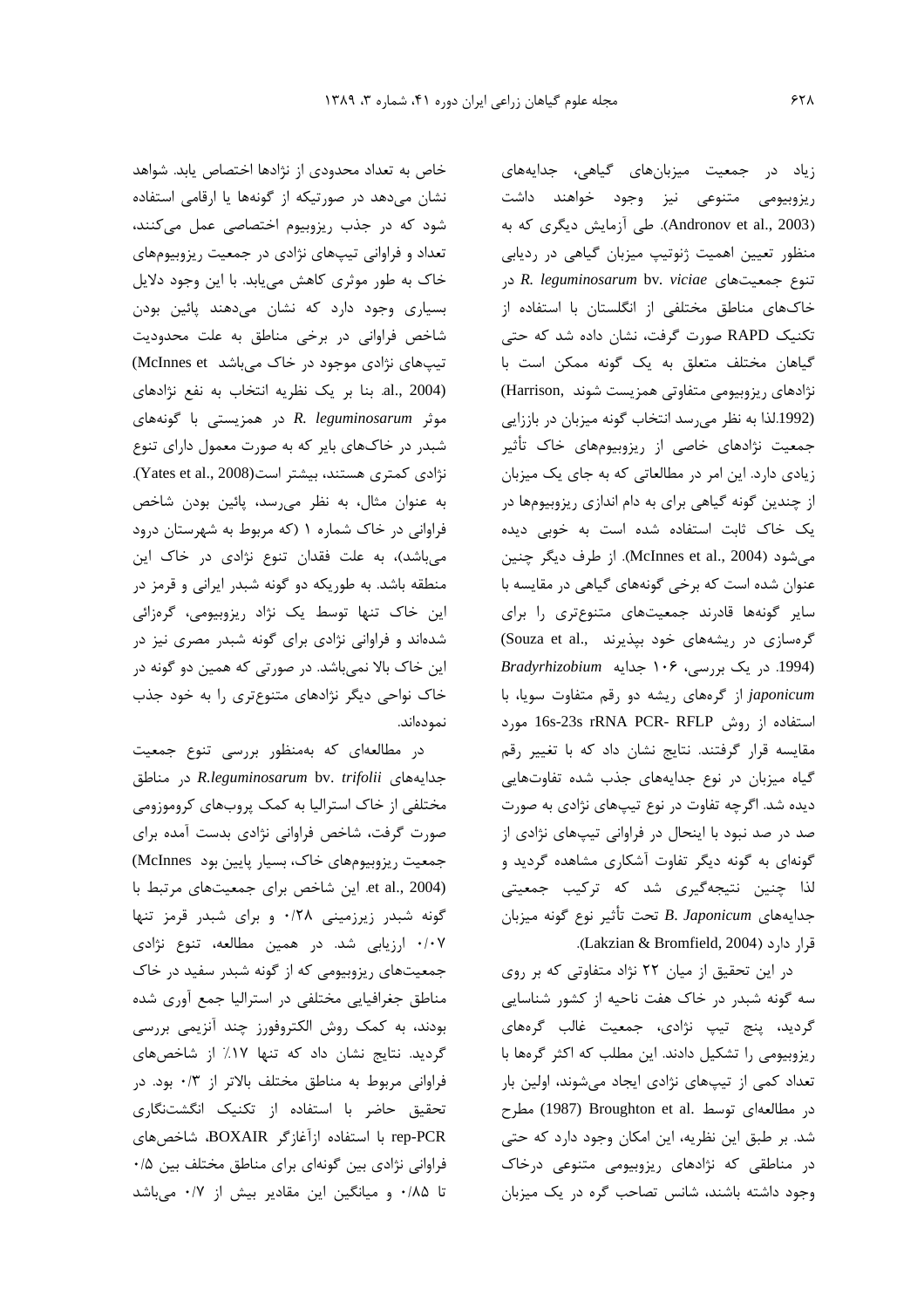زیاد در جمعیت میزبان‌های گیاهی، جدایه‌های ریزوبیومی متنوعی نیز وجود خواهند داشت (Andronov et al., 2003). طی آزمایش دیگری که به منظور تعیین اهمیت ژنوتیپ میزبان گیاهی در ردیابی تنوع جمعیت‌های *R. leguminosarum* bv. *viciae* در خاک‌های مناطق مختلفی از انگلستان با استفاده از تکنیک RAPD صورت گرفت، نشان داده شد که حتی گیاهان مختلف متعلق به یک گونه ممکن است با نژادهای ریزوبیومی متفاوتی همزیست شوند (Harrison, 1992).لذا به نظر می‌رسد انتخاب گونه میزبان در باززایی جمعیت نژادهای خاصی از ریزوبیوم‌های خاک تأثیر زیادی دارد. این امر در مطالعاتی که به جای یک میزبان از چندین گونه گیاهی برای به دام اندازی ریزوبیوم‌ها در یک خاک ثابت استفاده شده است به خوبی دیده می‌شود (McInnes et al., 2004). از طرف دیگر چنین عنوان شده است که برخی گونه‌های گیاهی در مقایسه با سایر گونه‌ها قادرند جمعیت‌های متنوع‌تری را برای گره‌سازی در ریشه‌های خود بپذیرند (Souza et al., 1994). در یک بررسی، ۱۰۶ جدایه *Bradyrhizobium japonicum* از گره‌های ریشه دو رقم متفاوت سویا، با استفاده از روش 16s-23s rRNA PCR- RFLP مورد مقایسه قرار گرفتند. نتایج نشان داد که با تغییر رقم گیاه میزبان در نوع جدایه‌های جذب شده تفاوت‌هایی دیده شد. اگرچه تفاوت در نوع تیپ‌های نژادی به صورت صد در صد نبود با اینحال در فراوانی تیپ‌های نژادی از گونه‌ای به گونه دیگر تفاوت آشکاری مشاهده گردید و لذا چنین نتیجه‌گیری شد که ترکیب جمعیتی جدایه‌های *B. Japonicum* تحت تأثیر نوع گونه میزبان قرار دارد (Lakzian & Bromfield, 2004).

در این تحقیق از میان ۲۲ نژاد متفاوتی که بر روی سه گونه شبدر در خاک هفت ناحیه از کشور شناسایی گردید، پنج تیپ نژادی، جمعیت غالب گره‌های ریزوبیومی را تشکیل دادند. این مطلب که اکثر گره‌ها با تعداد کمی از تیپ‌های نژادی ایجاد می‌شوند، اولین بار در مطالعه‌ای توسط Broughton et al. (1987) مطرح شد. بر طبق این نظریه، این امکان وجود دارد که حتی در مناطقی که نژادهای ریزوبیومی متنوعی درخاک وجود داشته باشند، شانس تصاحب گره در یک میزبان خاص به تعداد محدودی از نژادها اختصاص یابد. شواهد نشان می‌دهد در صورتیکه از گونه‌ها یا ارقامی استفاده شود که در جذب ریزوبیوم اختصاصی عمل می‌کنند، تعداد و فراوانی تیپ‌های نژادی در جمعیت ریزوبیوم‌های خاک به طور موثری کاهش می‌یابد. با این وجود دلایل بسیاری وجود دارد که نشان می‌دهند پائین بودن شاخص فراوانی در برخی مناطق به علت محدودیت تیپ‌های نژادی موجود در خاک می‌باشد (McInnes et al., 2004). بنا بر یک نظریه انتخاب به نفع نژادهای موثر *R. leguminosarum* در همزیستی با گونه‌های شبدر در خاک‌های بایر که به صورت معمول دارای تنوع نژادی کمتری هستند، بیشتر است(Yates et al., 2008). به عنوان مثال، به نظر می‌رسد، پائین بودن شاخص فراوانی در خاک شماره ۱ (که مربوط به شهرستان درود می‌باشد)، به علت فقدان تنوع نژادی در خاک این منطقه باشد. به طوریکه دو گونه شبدر ایرانی و قرمز در این خاک تنها توسط یک نژاد ریزوبیومی، گره‌زائی شده‌اند و فراوانی نژادی برای گونه شبدر مصری نیز در این خاک بالا نمی‌باشد. در صورتی که همین دو گونه در خاک نواحی دیگر نژادهای متنوع‌تری را به خود جذب نموده‌اند.

در مطالعه‌ای که به‌منظور بررسی تنوع جمعیت جدایه‌های *R.leguminosarum* bv. *trifolii* در مناطق مختلفی از خاک استرالیا به کمک پروب‌های کروموزومی صورت گرفت، شاخص فراوانی نژادی بدست آمده برای جمعیت ریزوبیوم‌های خاک، بسیار پایین بود (McInnes et al., 2004). این شاخص برای جمعیت‌های مرتبط با گونه شبدر زیرزمینی ۰/۲۸ و برای شبدر قرمز تنها ۰/۰۷ ارزیابی شد. در همین مطالعه، تنوع نژادی جمعیت‌های ریزوبیومی که از گونه شبدر سفید در خاک مناطق جغرافیایی مختلفی در استرالیا جمع آوری شده بودند، به کمک روش الکتروفورز چند آنزیمی بررسی گردید. نتایج نشان داد که تنها ۱۷٪ از شاخص‌های فراوانی مربوط به مناطق مختلف بالاتر از ۰/۳ بود. در تحقیق حاضر با استفاده از تکنیک انگشت‌نگاری rep-PCR با استفاده ازآغازگر BOXAIR، شاخص‌های فراوانی نژادی بین گونه‌ای برای مناطق مختلف بین ۰/۵ تا ۰/۸۵ و میانگین این مقادیر بیش از ۰/۷ می‌باشد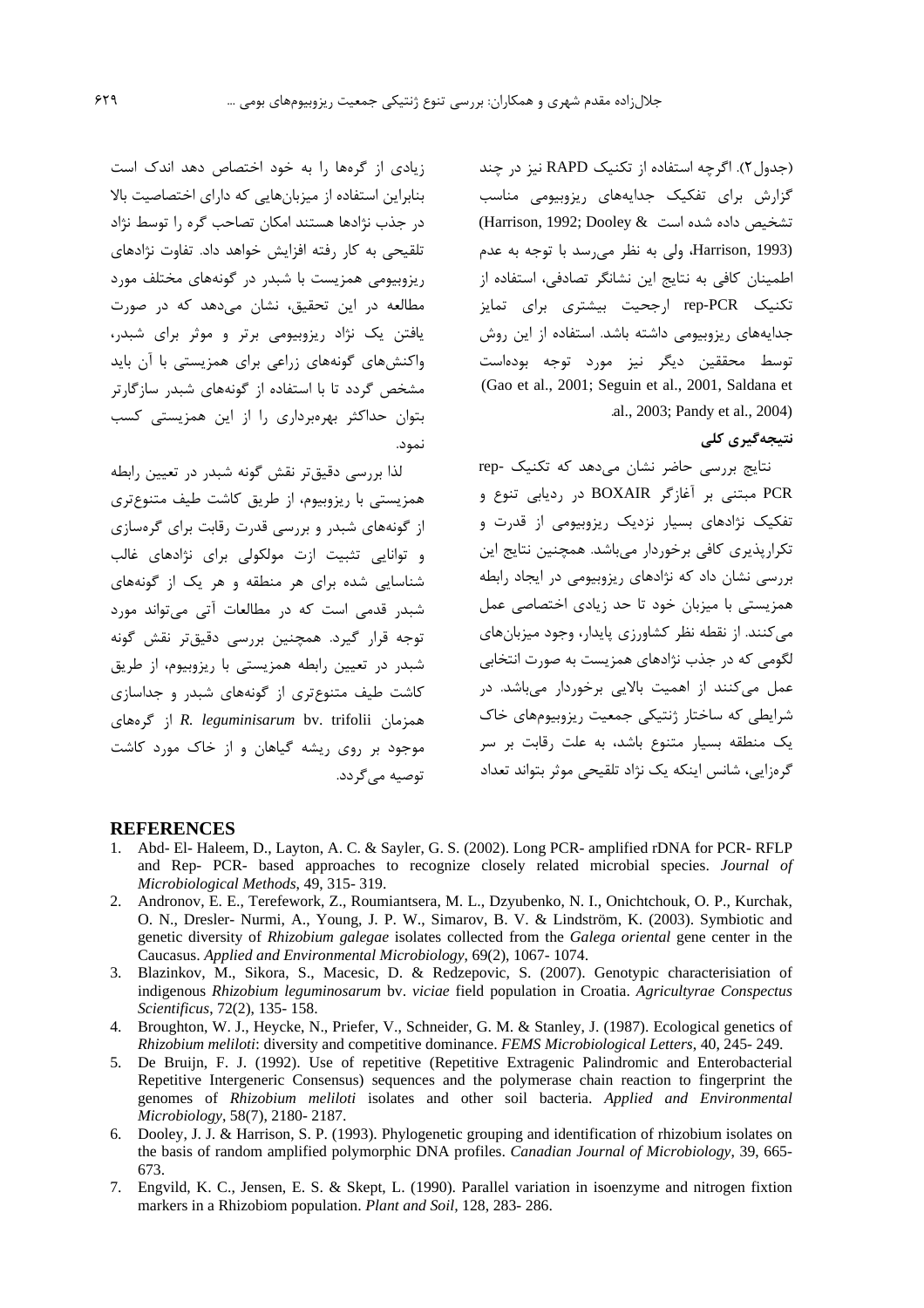(جدول۲). اگرچه استفاده از تکنیک RAPD نیز در چند گزارش برای تفکیک جدایه‌های ریزوبیومی مناسب تشخیص داده شده است (Harrison, 1992; Dooley & Harrison, 1993)، ولی به نظر می‌رسد با توجه به عدم اطمینان کافی به نتایج این نشانگر تصادفی، استفاده از تکنیک rep-PCR ارجحیت بیشتری برای تمایز جدایه‌های ریزوبیومی داشته باشد. استفاده از این روش توسط محققین دیگر نیز مورد توجه بوده‌است (Gao et al., 2001; Seguin et al., 2001, Saldana et al., 2003; Pandy et al., 2004).

## نتیجه‌گیری کلی

نتایج بررسی حاضر نشان می‌دهد که تکنیک rep-PCR مبتنی بر آغازگر BOXAIR در ردیابی تنوع و تفکیک نژادهای بسیار نزدیک ریزوبیومی از قدرت و تکرارپذیری کافی برخوردار می‌باشد. همچنین نتایج این بررسی نشان داد که نژادهای ریزوبیومی در ایجاد رابطه همزیستی با میزبان خود تا حد زیادی اختصاصی عمل می‌کنند. از نقطه نظر کشاورزی پایدار، وجود میزبان‌های لگومی که در جذب نژادهای همزیست به صورت انتخابی عمل می‌کنند از اهمیت بالایی برخوردار می‌باشد. در شرایطی که ساختار ژنتیکی جمعیت ریزوبیوم‌های خاک یک منطقه بسیار متنوع باشد، به علت رقابت بر سر گره‌زایی، شانس اینکه یک نژاد تلقیحی موثر بتواند تعداد زیادی از گره‌ها را به خود اختصاص دهد اندک است بنابراین استفاده از میزبان‌هایی که دارای اختصاصیت بالا در جذب نژادها هستند امکان تصاحب گره را توسط نژاد تلقیحی به کار رفته افزایش خواهد داد. تفاوت نژادهای ریزوبیومی همزیست با شبدر در گونه‌های مختلف مورد مطالعه در این تحقیق، نشان می‌دهد که در صورت یافتن یک نژاد ریزوبیومی برتر و موثر برای شبدر، واکنش‌های گونه‌های زراعی برای همزیستی با آن باید مشخص گردد تا با استفاده از گونه‌های شبدر سازگارتر بتوان حداکثر بهره‌برداری را از این همزیستی کسب نمود.

لذا بررسی دقیق‌تر نقش گونه شبدر در تعیین رابطه همزیستی با ریزوبیوم، از طریق کاشت طیف متنوع‌تری از گونه‌های شبدر و بررسی قدرت رقابت برای گره‌سازی و توانایی تثبیت ازت مولکولی برای نژادهای غالب شناسایی شده برای هر منطقه و هر یک از گونه‌های شبدر قدمی است که در مطالعات آتی می‌تواند مورد توجه قرار گیرد. همچنین بررسی دقیق‌تر نقش گونه شبدر در تعیین رابطه همزیستی با ریزوبیوم، از طریق کاشت طیف متنوع‌تری از گونه‌های شبدر و جداسازی همزمان *R. leguminisarum* bv. trifolii از گره‌های موجود بر روی ریشه گیاهان و از خاک مورد کاشت توصیه می‌گردد.

## REFERENCES

1. Abd- El- Haleem, D., Layton, A. C. & Sayler, G. S. (2002). Long PCR- amplified rDNA for PCR- RFLP and Rep- PCR- based approaches to recognize closely related microbial species. *Journal of Microbiological Methods*, 49, 315- 319.
2. Andronov, E. E., Terefework, Z., Roumiantsera, M. L., Dzyubenko, N. I., Onichtchouk, O. P., Kurchak, O. N., Dresler- Nurmi, A., Young, J. P. W., Simarov, B. V. & Lindström, K. (2003). Symbiotic and genetic diversity of *Rhizobium galegae* isolates collected from the *Galega oriental* gene center in the Caucasus. *Applied and Environmental Microbiology*, 69(2), 1067- 1074.
3. Blazinkov, M., Sikora, S., Macesic, D. & Redzepovic, S. (2007). Genotypic characterisiation of indigenous *Rhizobium leguminosarum* bv. *viciae* field population in Croatia. *Agricultyrae Conspectus Scientificus*, 72(2), 135- 158.
4. Broughton, W. J., Heycke, N., Priefer, V., Schneider, G. M. & Stanley, J. (1987). Ecological genetics of *Rhizobium meliloti*: diversity and competitive dominance. *FEMS Microbiological Letters*, 40, 245- 249.
5. De Bruijn, F. J. (1992). Use of repetitive (Repetitive Extragenic Palindromic and Enterobacterial Repetitive Intergeneric Consensus) sequences and the polymerase chain reaction to fingerprint the genomes of *Rhizobium meliloti* isolates and other soil bacteria. *Applied and Environmental Microbiology*, 58(7), 2180- 2187.
6. Dooley, J. J. & Harrison, S. P. (1993). Phylogenetic grouping and identification of rhizobium isolates on the basis of random amplified polymorphic DNA profiles. *Canadian Journal of Microbiology*, 39, 665- 673.
7. Engvild, K. C., Jensen, E. S. & Skept, L. (1990). Parallel variation in isoenzyme and nitrogen fixtion markers in a Rhizobiom population. *Plant and Soil*, 128, 283- 286.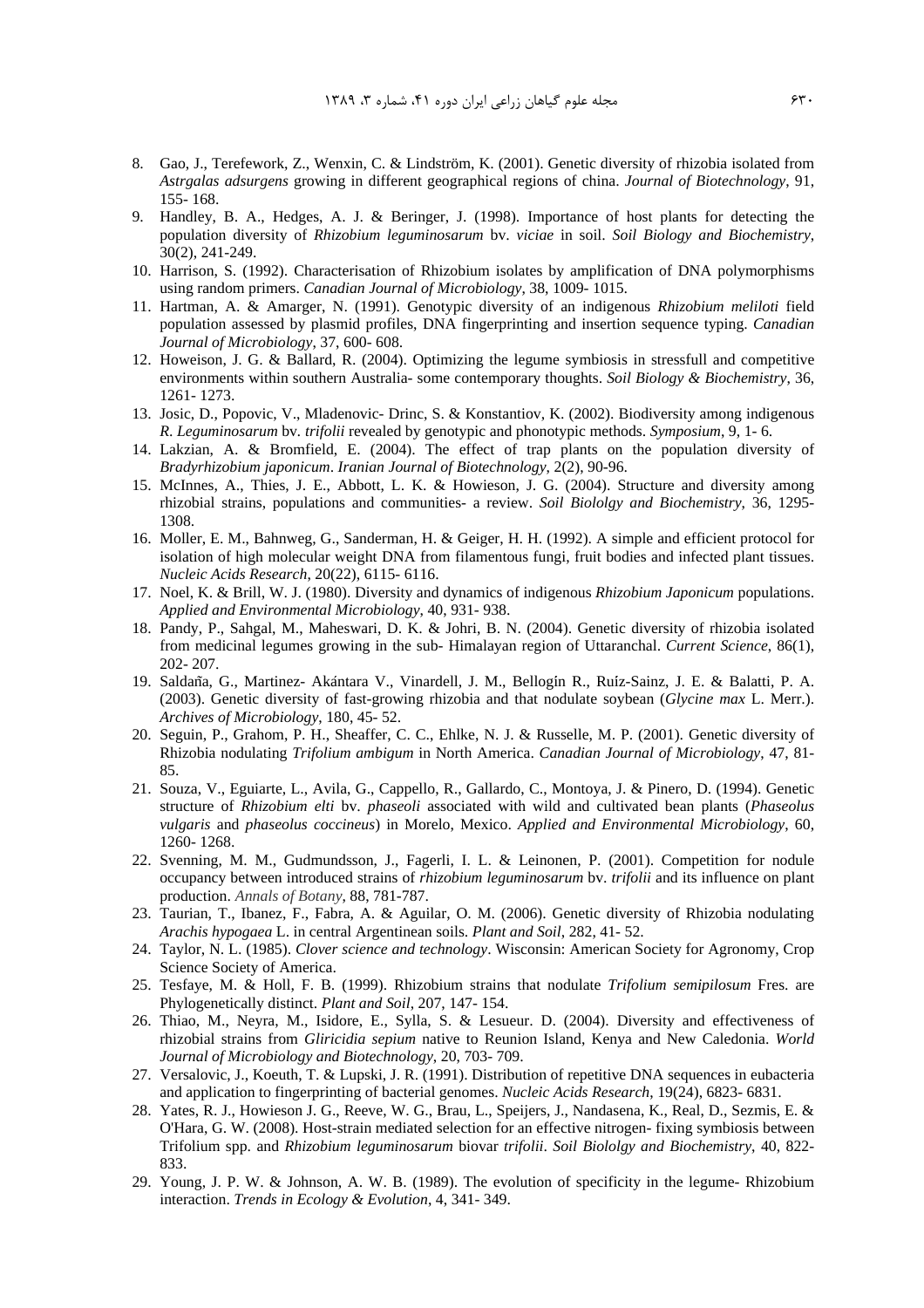8. Gao, J., Terefework, Z., Wenxin, C. & Lindström, K. (2001). Genetic diversity of rhizobia isolated from *Astrgalas adsurgens* growing in different geographical regions of china. *Journal of Biotechnology*, 91, 155- 168.
9. Handley, B. A., Hedges, A. J. & Beringer, J. (1998). Importance of host plants for detecting the population diversity of *Rhizobium leguminosarum* bv. *viciae* in soil. *Soil Biology and Biochemistry*, 30(2), 241-249.
10. Harrison, S. (1992). Characterisation of Rhizobium isolates by amplification of DNA polymorphisms using random primers. *Canadian Journal of Microbiology*, 38, 1009- 1015.
11. Hartman, A. & Amarger, N. (1991). Genotypic diversity of an indigenous *Rhizobium meliloti* field population assessed by plasmid profiles, DNA fingerprinting and insertion sequence typing. *Canadian Journal of Microbiology*, 37, 600- 608.
12. Howeison, J. G. & Ballard, R. (2004). Optimizing the legume symbiosis in stressfull and competitive environments within southern Australia- some contemporary thoughts. *Soil Biology & Biochemistry*, 36, 1261- 1273.
13. Josic, D., Popovic, V., Mladenovic- Drinc, S. & Konstantiov, K. (2002). Biodiversity among indigenous *R. Leguminosarum* bv. *trifolii* revealed by genotypic and phonotypic methods. *Symposium*, 9, 1- 6.
14. Lakzian, A. & Bromfield, E. (2004). The effect of trap plants on the population diversity of *Bradyrhizobium japonicum*. *Iranian Journal of Biotechnology*, 2(2), 90-96.
15. McInnes, A., Thies, J. E., Abbott, L. K. & Howieson, J. G. (2004). Structure and diversity among rhizobial strains, populations and communities- a review. *Soil Biololgy and Biochemistry*, 36, 1295- 1308.
16. Moller, E. M., Bahnweg, G., Sanderman, H. & Geiger, H. H. (1992). A simple and efficient protocol for isolation of high molecular weight DNA from filamentous fungi, fruit bodies and infected plant tissues. *Nucleic Acids Research*, 20(22), 6115- 6116.
17. Noel, K. & Brill, W. J. (1980). Diversity and dynamics of indigenous *Rhizobium Japonicum* populations. *Applied and Environmental Microbiology*, 40, 931- 938.
18. Pandy, P., Sahgal, M., Maheswari, D. K. & Johri, B. N. (2004). Genetic diversity of rhizobia isolated from medicinal legumes growing in the sub- Himalayan region of Uttaranchal. *Current Science*, 86(1), 202- 207.
19. Saldaña, G., Martinez- Akántara V., Vinardell, J. M., Bellogín R., Ruíz-Sainz, J. E. & Balatti, P. A. (2003). Genetic diversity of fast-growing rhizobia and that nodulate soybean (*Glycine max* L. Merr.). *Archives of Microbiology*, 180, 45- 52.
20. Seguin, P., Grahom, P. H., Sheaffer, C. C., Ehlke, N. J. & Russelle, M. P. (2001). Genetic diversity of Rhizobia nodulating *Trifolium ambigum* in North America. *Canadian Journal of Microbiology*, 47, 81- 85.
21. Souza, V., Eguiarte, L., Avila, G., Cappello, R., Gallardo, C., Montoya, J. & Pinero, D. (1994). Genetic structure of *Rhizobium elti* bv. *phaseoli* associated with wild and cultivated bean plants (*Phaseolus vulgaris* and *phaseolus coccineus*) in Morelo, Mexico. *Applied and Environmental Microbiology*, 60, 1260- 1268.
22. Svenning, M. M., Gudmundsson, J., Fagerli, I. L. & Leinonen, P. (2001). Competition for nodule occupancy between introduced strains of *rhizobium leguminosarum* bv. *trifolii* and its influence on plant production. *Annals of Botany*, 88, 781-787.
23. Taurian, T., Ibanez, F., Fabra, A. & Aguilar, O. M. (2006). Genetic diversity of Rhizobia nodulating *Arachis hypogaea* L. in central Argentinean soils. *Plant and Soil*, 282, 41- 52.
24. Taylor, N. L. (1985). *Clover science and technology*. Wisconsin: American Society for Agronomy, Crop Science Society of America.
25. Tesfaye, M. & Holl, F. B. (1999). Rhizobium strains that nodulate *Trifolium semipilosum* Fres. are Phylogenetically distinct. *Plant and Soil*, 207, 147- 154.
26. Thiao, M., Neyra, M., Isidore, E., Sylla, S. & Lesueur. D. (2004). Diversity and effectiveness of rhizobial strains from *Gliricidia sepium* native to Reunion Island, Kenya and New Caledonia. *World Journal of Microbiology and Biotechnology*, 20, 703- 709.
27. Versalovic, J., Koeuth, T. & Lupski, J. R. (1991). Distribution of repetitive DNA sequences in eubacteria and application to fingerprinting of bacterial genomes. *Nucleic Acids Research*, 19(24), 6823- 6831.
28. Yates, R. J., Howieson J. G., Reeve, W. G., Brau, L., Speijers, J., Nandasena, K., Real, D., Sezmis, E. & O'Hara, G. W. (2008). Host-strain mediated selection for an effective nitrogen- fixing symbiosis between Trifolium spp. and *Rhizobium leguminosarum* biovar *trifolii*. *Soil Biololgy and Biochemistry*, 40, 822- 833.
29. Young, J. P. W. & Johnson, A. W. B. (1989). The evolution of specificity in the legume- Rhizobium interaction. *Trends in Ecology & Evolution*, 4, 341- 349.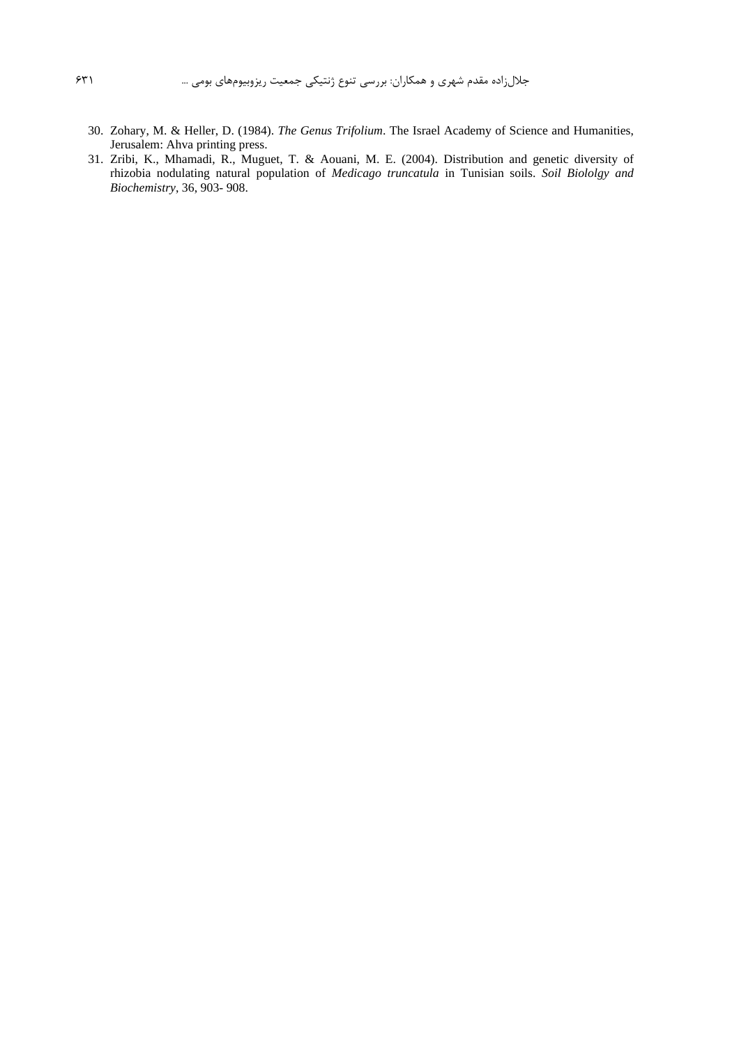30. Zohary, M. & Heller, D. (1984). *The Genus Trifolium*. The Israel Academy of Science and Humanities, Jerusalem: Ahva printing press.
31. Zribi, K., Mhamadi, R., Muguet, T. & Aouani, M. E. (2004). Distribution and genetic diversity of rhizobia nodulating natural population of *Medicago truncatula* in Tunisian soils. *Soil Biololgy and Biochemistry*, 36, 903- 908.